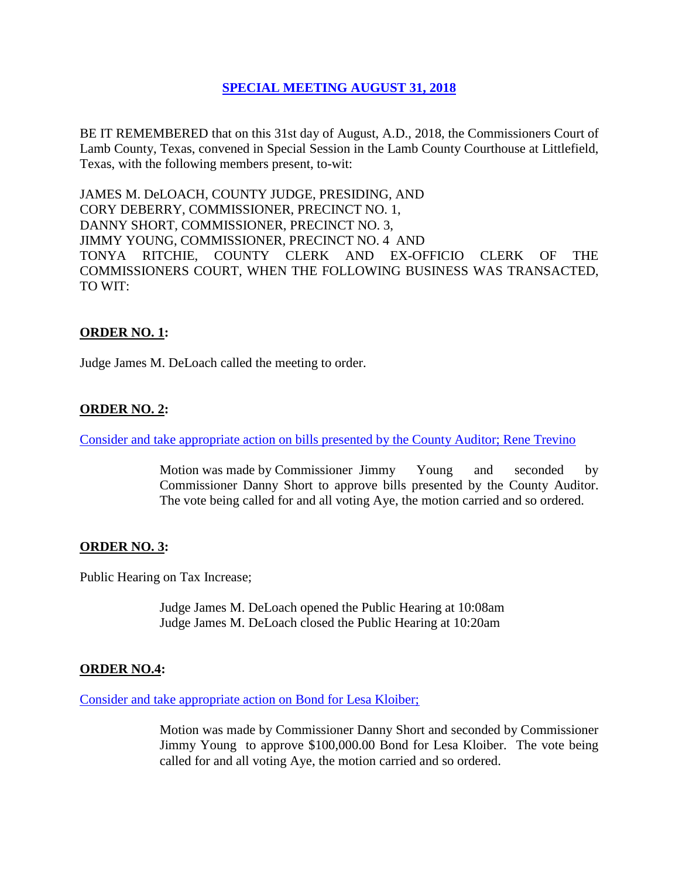# SPECIAL MEETING AUGUST 31, 2018

BE IT REMEMBERED that on this 31st day of August, A.D., 2018, the Commissioners Court of Lamb County, Texas, convened in Special Session in the Lamb County Courthouse at Littlefield, Texas, with the following members present, to-wit:

JAMES M. DeLOACH, COUNTY JUDGE, PRESIDING, AND
CORY DEBERRY, COMMISSIONER, PRECINCT NO. 1,
DANNY SHORT, COMMISSIONER, PRECINCT NO. 3,
JIMMY YOUNG, COMMISSIONER, PRECINCT NO. 4 AND
TONYA RITCHIE, COUNTY CLERK AND EX-OFFICIO CLERK OF THE COMMISSIONERS COURT, WHEN THE FOLLOWING BUSINESS WAS TRANSACTED, TO WIT:

**ORDER NO. 1:**

Judge James M. DeLoach called the meeting to order.

**ORDER NO. 2:**

Consider and take appropriate action on bills presented by the County Auditor; Rene Trevino

> Motion was made by Commissioner Jimmy Young and seconded by Commissioner Danny Short to approve bills presented by the County Auditor. The vote being called for and all voting Aye, the motion carried and so ordered.

**ORDER NO. 3:**

Public Hearing on Tax Increase;

> Judge James M. DeLoach opened the Public Hearing at 10:08am
> Judge James M. DeLoach closed the Public Hearing at 10:20am

**ORDER NO.4:**

Consider and take appropriate action on Bond for Lesa Kloiber;

> Motion was made by Commissioner Danny Short and seconded by Commissioner Jimmy Young to approve $100,000.00 Bond for Lesa Kloiber. The vote being called for and all voting Aye, the motion carried and so ordered.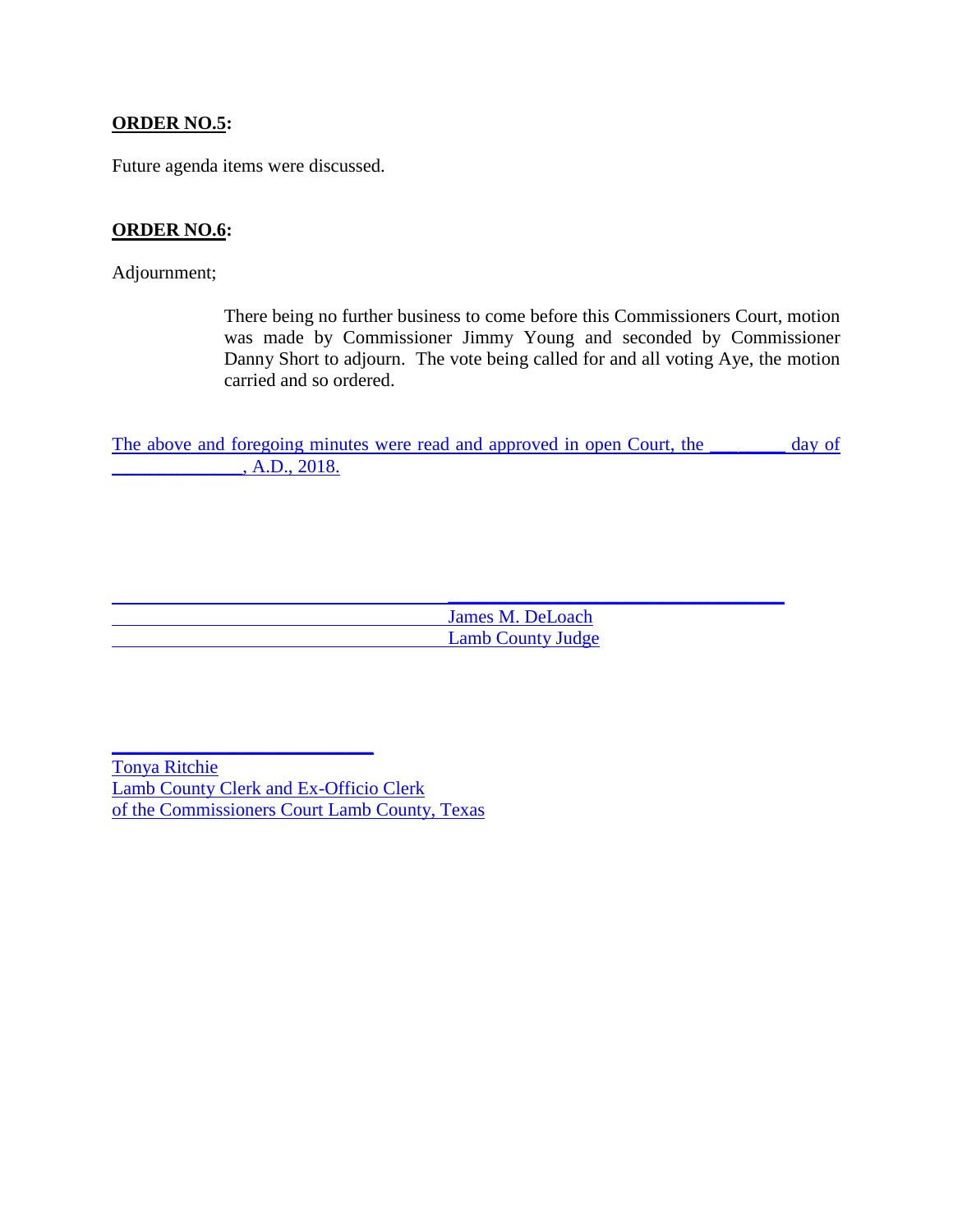**ORDER NO.5:**

Future agenda items were discussed.

**ORDER NO.6:**

Adjournment;

> There being no further business to come before this Commissioners Court, motion was made by Commissioner Jimmy Young and seconded by Commissioner Danny Short to adjourn. The vote being called for and all voting Aye, the motion carried and so ordered.

The above and foregoing minutes were read and approved in open Court, the ________ day of ______________, A.D., 2018.

_________________________________

James M. DeLoach
Lamb County Judge

_________________________

Tonya Ritchie
Lamb County Clerk and Ex-Officio Clerk
of the Commissioners Court Lamb County, Texas